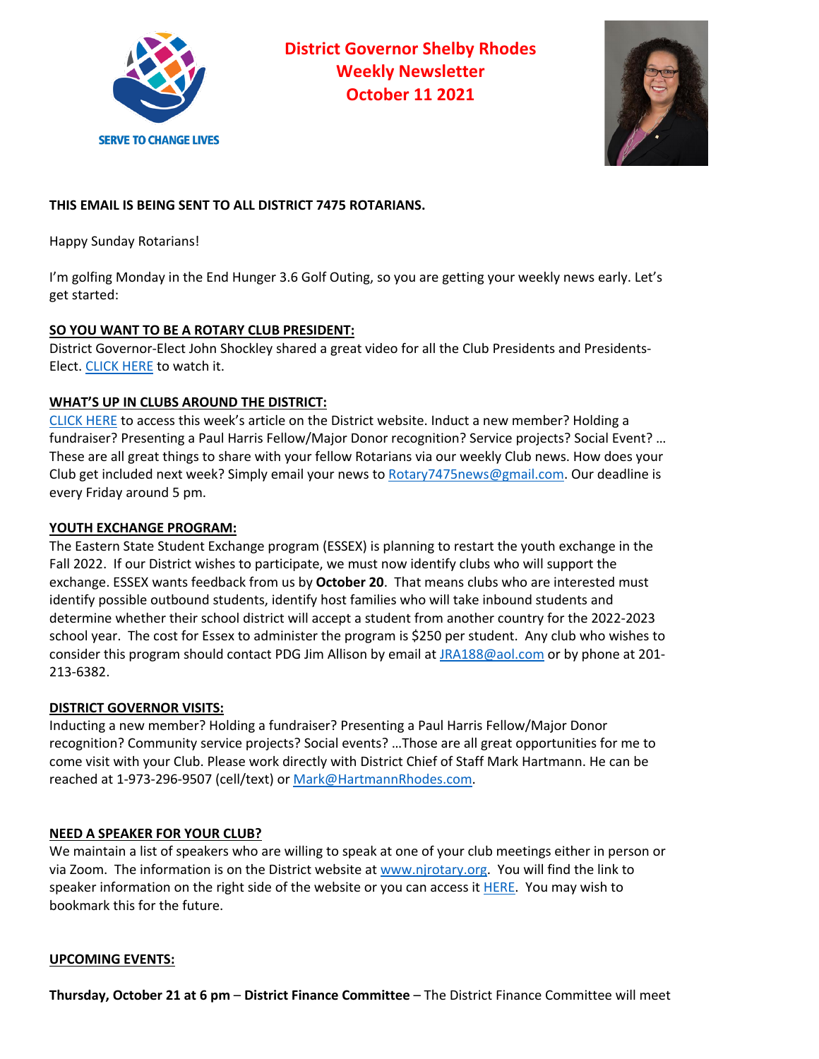SERVE TO CHANGE LIVES

# District Governor Shelby Rhodes Weekly Newsletter October 11 2021

**THIS EMAIL IS BEING SENT TO ALL DISTRICT 7475 ROTARIANS.**

Happy Sunday Rotarians!

I'm golfing Monday in the End Hunger 3.6 Golf Outing, so you are getting your weekly news early. Let's get started:

**SO YOU WANT TO BE A ROTARY CLUB PRESIDENT:**

District Governor-Elect John Shockley shared a great video for all the Club Presidents and Presidents-Elect. CLICK HERE to watch it.

**WHAT'S UP IN CLUBS AROUND THE DISTRICT:**

CLICK HERE to access this week's article on the District website. Induct a new member? Holding a fundraiser? Presenting a Paul Harris Fellow/Major Donor recognition? Service projects? Social Event? … These are all great things to share with your fellow Rotarians via our weekly Club news. How does your Club get included next week? Simply email your news to Rotary7475news@gmail.com. Our deadline is every Friday around 5 pm.

**YOUTH EXCHANGE PROGRAM:**

The Eastern State Student Exchange program (ESSEX) is planning to restart the youth exchange in the Fall 2022. If our District wishes to participate, we must now identify clubs who will support the exchange. ESSEX wants feedback from us by **October 20**. That means clubs who are interested must identify possible outbound students, identify host families who will take inbound students and determine whether their school district will accept a student from another country for the 2022-2023 school year. The cost for Essex to administer the program is $250 per student. Any club who wishes to consider this program should contact PDG Jim Allison by email at JRA188@aol.com or by phone at 201-213-6382.

**DISTRICT GOVERNOR VISITS:**

Inducting a new member? Holding a fundraiser? Presenting a Paul Harris Fellow/Major Donor recognition? Community service projects? Social events? …Those are all great opportunities for me to come visit with your Club. Please work directly with District Chief of Staff Mark Hartmann. He can be reached at 1-973-296-9507 (cell/text) or Mark@HartmannRhodes.com.

**NEED A SPEAKER FOR YOUR CLUB?**

We maintain a list of speakers who are willing to speak at one of your club meetings either in person or via Zoom. The information is on the District website at www.njrotary.org. You will find the link to speaker information on the right side of the website or you can access it HERE. You may wish to bookmark this for the future.

**UPCOMING EVENTS:**

**Thursday, October 21 at 6 pm** – **District Finance Committee** – The District Finance Committee will meet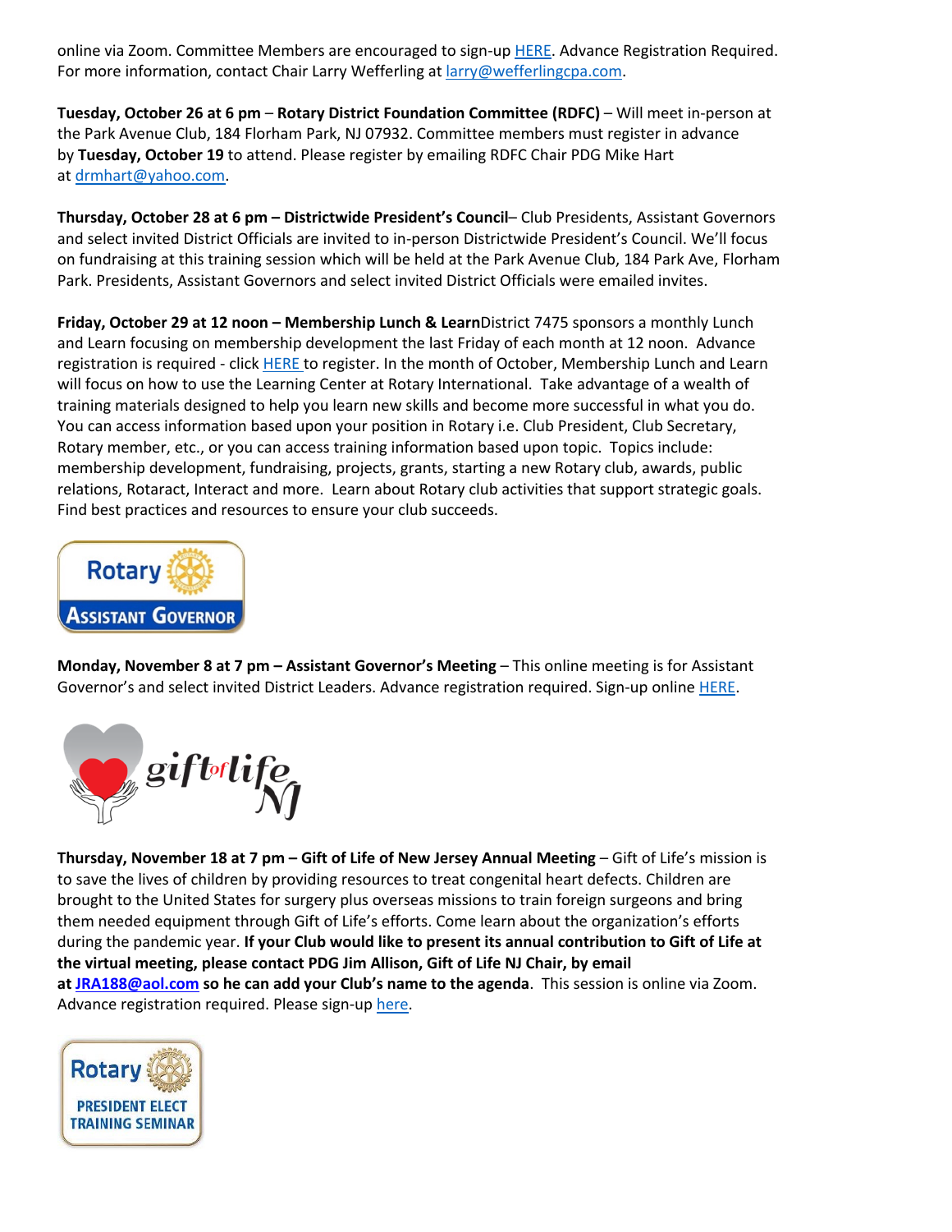online via Zoom. Committee Members are encouraged to sign-up HERE. Advance Registration Required. For more information, contact Chair Larry Wefferling at larry@wefferlingcpa.com.

**Tuesday, October 26 at 6 pm** – **Rotary District Foundation Committee (RDFC)** – Will meet in-person at the Park Avenue Club, 184 Florham Park, NJ 07932. Committee members must register in advance by **Tuesday, October 19** to attend. Please register by emailing RDFC Chair PDG Mike Hart at drmhart@yahoo.com.

**Thursday, October 28 at 6 pm – Districtwide President's Council**– Club Presidents, Assistant Governors and select invited District Officials are invited to in-person Districtwide President's Council. We'll focus on fundraising at this training session which will be held at the Park Avenue Club, 184 Park Ave, Florham Park. Presidents, Assistant Governors and select invited District Officials were emailed invites.

**Friday, October 29 at 12 noon – Membership Lunch & Learn**District 7475 sponsors a monthly Lunch and Learn focusing on membership development the last Friday of each month at 12 noon. Advance registration is required - click HERE to register. In the month of October, Membership Lunch and Learn will focus on how to use the Learning Center at Rotary International. Take advantage of a wealth of training materials designed to help you learn new skills and become more successful in what you do. You can access information based upon your position in Rotary i.e. Club President, Club Secretary, Rotary member, etc., or you can access training information based upon topic. Topics include: membership development, fundraising, projects, grants, starting a new Rotary club, awards, public relations, Rotaract, Interact and more. Learn about Rotary club activities that support strategic goals. Find best practices and resources to ensure your club succeeds.

Rotary ASSISTANT GOVERNOR

**Monday, November 8 at 7 pm – Assistant Governor's Meeting** – This online meeting is for Assistant Governor's and select invited District Leaders. Advance registration required. Sign-up online HERE.

gift of life NJ

**Thursday, November 18 at 7 pm – Gift of Life of New Jersey Annual Meeting** – Gift of Life's mission is to save the lives of children by providing resources to treat congenital heart defects. Children are brought to the United States for surgery plus overseas missions to train foreign surgeons and bring them needed equipment through Gift of Life's efforts. Come learn about the organization's efforts during the pandemic year. **If your Club would like to present its annual contribution to Gift of Life at the virtual meeting, please contact PDG Jim Allison, Gift of Life NJ Chair, by email at JRA188@aol.com so he can add your Club's name to the agenda**. This session is online via Zoom. Advance registration required. Please sign-up here.

Rotary PRESIDENT ELECT TRAINING SEMINAR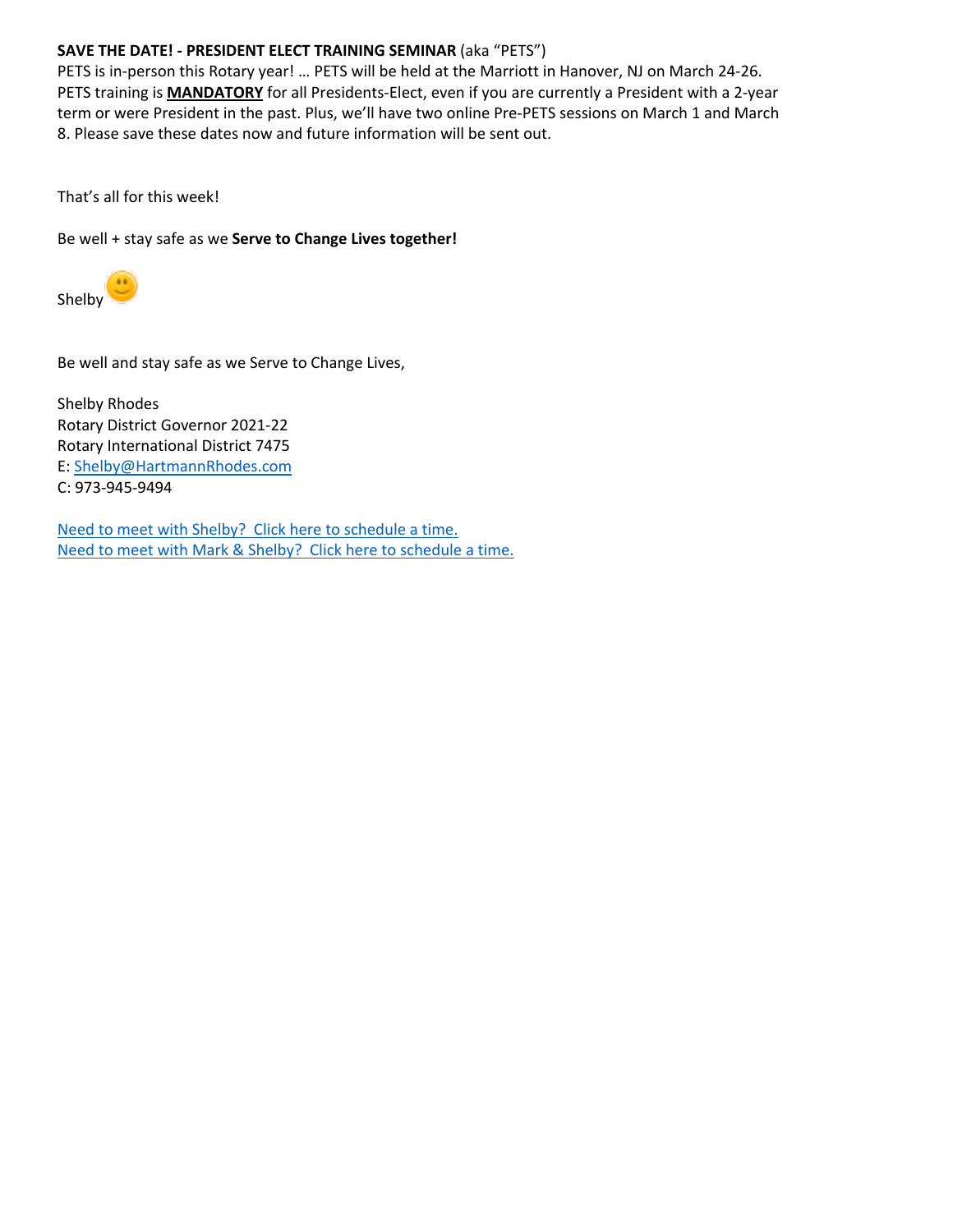**SAVE THE DATE! - PRESIDENT ELECT TRAINING SEMINAR** (aka "PETS")
PETS is in-person this Rotary year! … PETS will be held at the Marriott in Hanover, NJ on March 24-26. PETS training is **MANDATORY** for all Presidents-Elect, even if you are currently a President with a 2-year term or were President in the past. Plus, we'll have two online Pre-PETS sessions on March 1 and March 8. Please save these dates now and future information will be sent out.

That's all for this week!

Be well + stay safe as we **Serve to Change Lives together!**

Shelby

Be well and stay safe as we Serve to Change Lives,

Shelby Rhodes
Rotary District Governor 2021-22
Rotary International District 7475
E: Shelby@HartmannRhodes.com
C: 973-945-9494

Need to meet with Shelby? Click here to schedule a time.
Need to meet with Mark & Shelby? Click here to schedule a time.